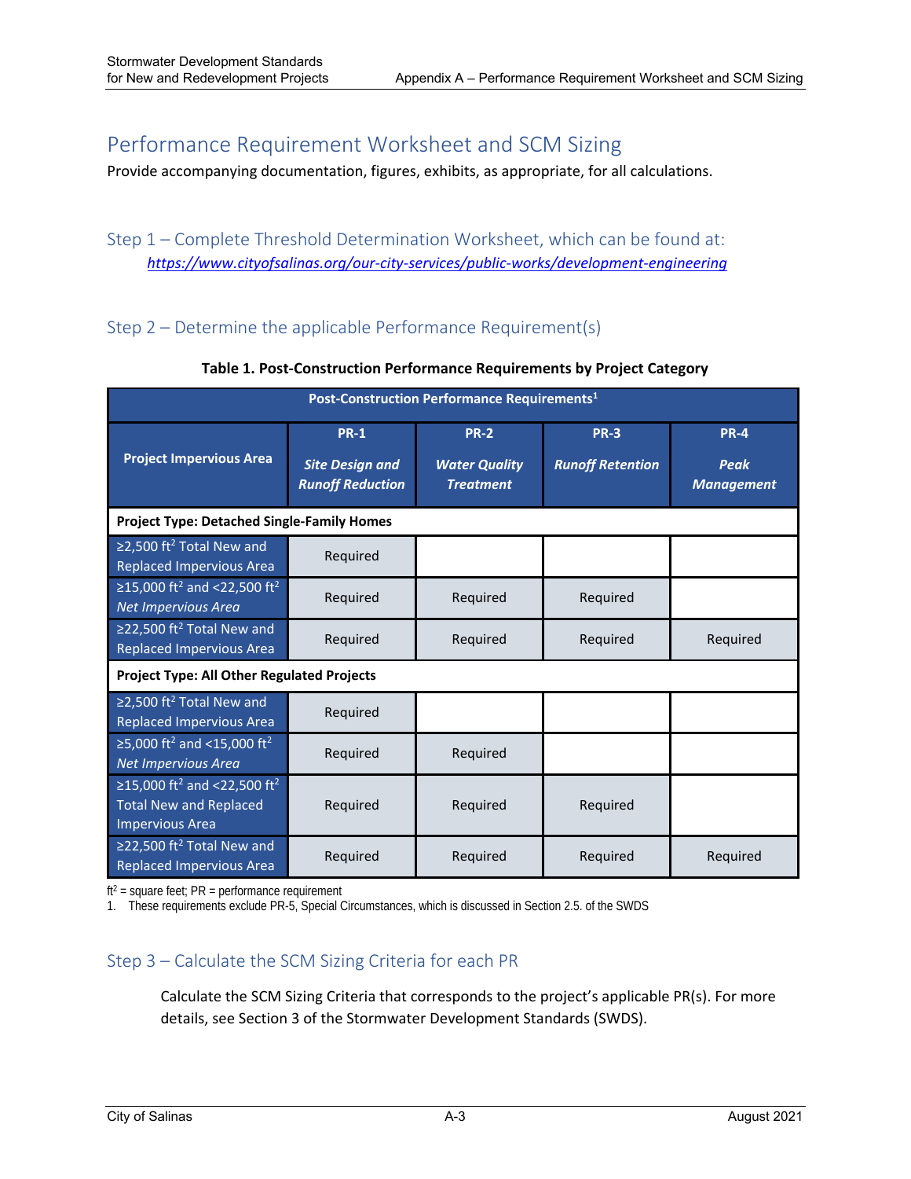# Performance Requirement Worksheet and SCM Sizing

Provide accompanying documentation, figures, exhibits, as appropriate, for all calculations.

## Step 1 – Complete Threshold Determination Worksheet, which can be found at:

*https://www.cityofsalinas.org/our-city-services/public-works/development-engineering*

## Step 2 – Determine the applicable Performance Requirement(s)

**Table 1. Post-Construction Performance Requirements by Project Category**

| Post-Construction Performance Requirements[1] | | | | |
|---|---|---|---|---|
| **Project Impervious Area** | **PR-1** ***Site Design and Runoff Reduction*** | **PR-2** ***Water Quality Treatment*** | **PR-3** ***Runoff Retention*** | **PR-4** ***Peak Management*** |
| **Project Type: Detached Single-Family Homes** | | | | |
| ≥2,500 $ft^2$ Total New and Replaced Impervious Area | Required | | | |
| ≥15,000 $ft^2$ and <22,500 $ft^2$ *Net Impervious Area* | Required | Required | Required | |
| ≥22,500 $ft^2$ Total New and Replaced Impervious Area | Required | Required | Required | Required |
| **Project Type: All Other Regulated Projects** | | | | |
| ≥2,500 $ft^2$ Total New and Replaced Impervious Area | Required | | | |
| ≥5,000 $ft^2$ and <15,000 $ft^2$ *Net Impervious Area* | Required | Required | | |
| ≥15,000 $ft^2$ and <22,500 $ft^2$ Total New and Replaced Impervious Area | Required | Required | Required | |
| ≥22,500 $ft^2$ Total New and Replaced Impervious Area | Required | Required | Required | Required |

$ft^2$ = square feet; PR = performance requirement

1. These requirements exclude PR-5, Special Circumstances, which is discussed in Section 2.5. of the SWDS

## Step 3 – Calculate the SCM Sizing Criteria for each PR

Calculate the SCM Sizing Criteria that corresponds to the project's applicable PR(s). For more details, see Section 3 of the Stormwater Development Standards (SWDS).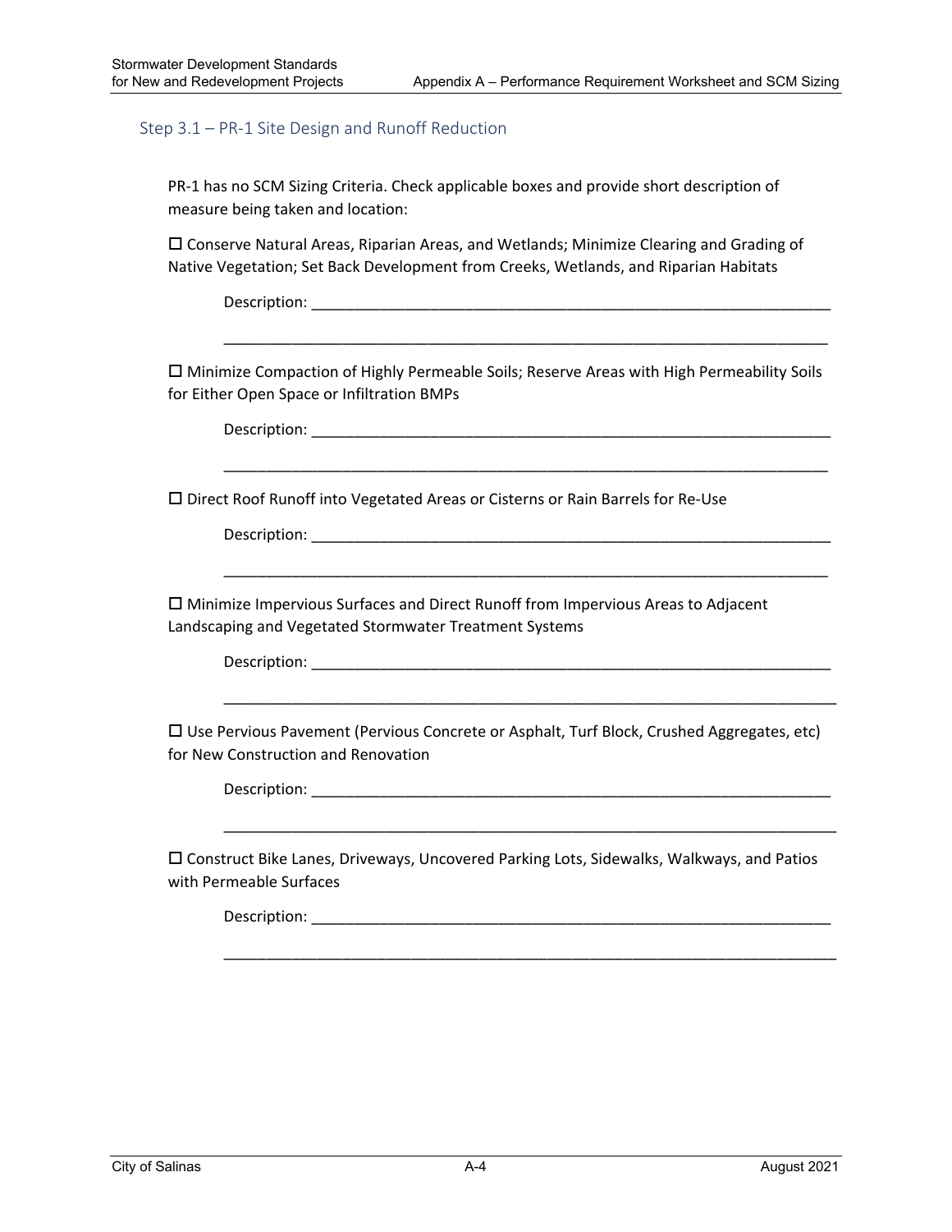### Step 3.1 – PR-1 Site Design and Runoff Reduction

PR-1 has no SCM Sizing Criteria. Check applicable boxes and provide short description of measure being taken and location:

☐ Conserve Natural Areas, Riparian Areas, and Wetlands; Minimize Clearing and Grading of Native Vegetation; Set Back Development from Creeks, Wetlands, and Riparian Habitats

Description: ________________________________________________________________

________________________________________________________________________

☐ Minimize Compaction of Highly Permeable Soils; Reserve Areas with High Permeability Soils for Either Open Space or Infiltration BMPs

Description: ________________________________________________________________

________________________________________________________________________

☐ Direct Roof Runoff into Vegetated Areas or Cisterns or Rain Barrels for Re-Use

Description: ________________________________________________________________

________________________________________________________________________

☐ Minimize Impervious Surfaces and Direct Runoff from Impervious Areas to Adjacent Landscaping and Vegetated Stormwater Treatment Systems

Description: ________________________________________________________________

________________________________________________________________________

☐ Use Pervious Pavement (Pervious Concrete or Asphalt, Turf Block, Crushed Aggregates, etc) for New Construction and Renovation

Description: ________________________________________________________________

________________________________________________________________________

☐ Construct Bike Lanes, Driveways, Uncovered Parking Lots, Sidewalks, Walkways, and Patios with Permeable Surfaces

Description: ________________________________________________________________

________________________________________________________________________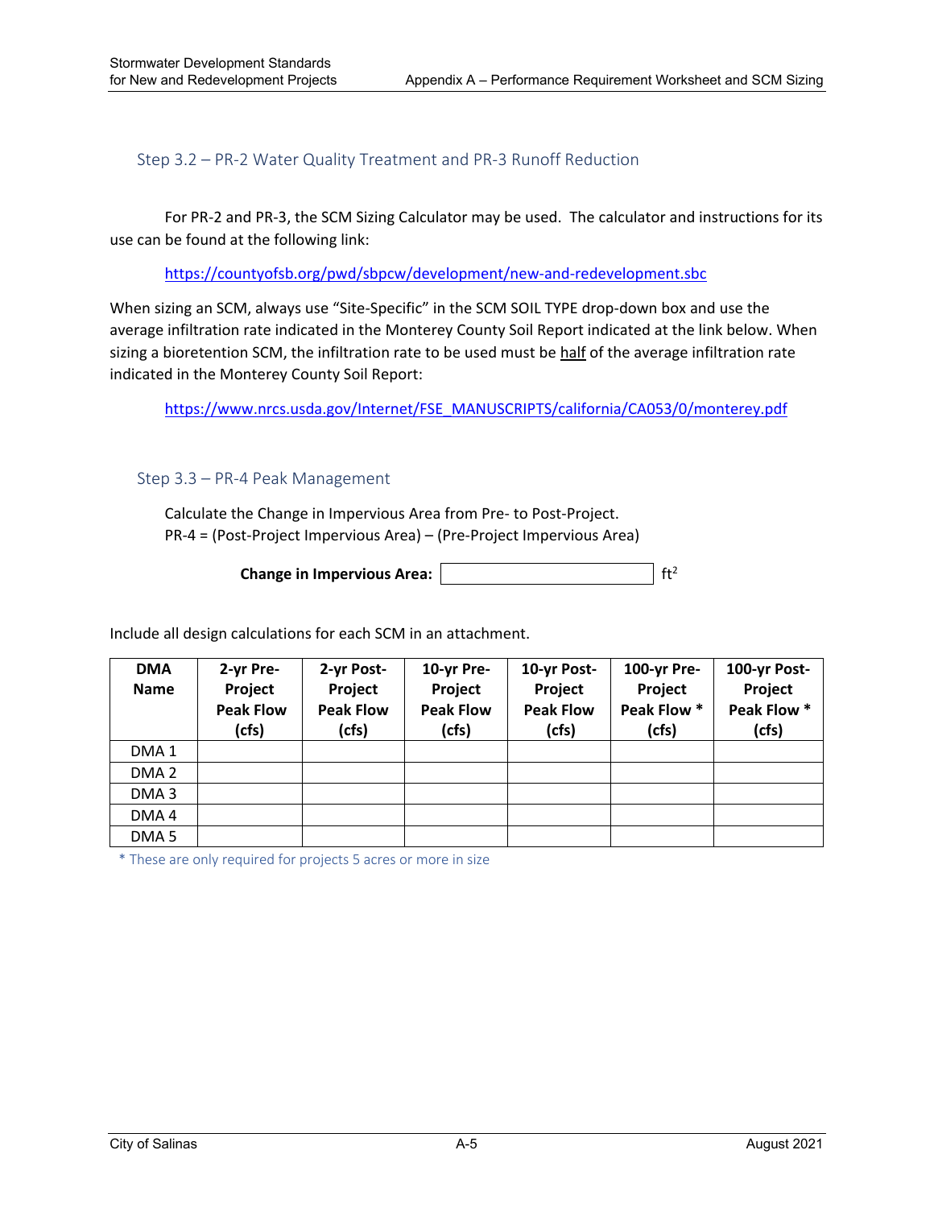### Step 3.2 – PR-2 Water Quality Treatment and PR-3 Runoff Reduction

For PR-2 and PR-3, the SCM Sizing Calculator may be used. The calculator and instructions for its use can be found at the following link:

https://countyofsb.org/pwd/sbpcw/development/new-and-redevelopment.sbc

When sizing an SCM, always use "Site-Specific" in the SCM SOIL TYPE drop-down box and use the average infiltration rate indicated in the Monterey County Soil Report indicated at the link below. When sizing a bioretention SCM, the infiltration rate to be used must be half of the average infiltration rate indicated in the Monterey County Soil Report:

https://www.nrcs.usda.gov/Internet/FSE_MANUSCRIPTS/california/CA053/0/monterey.pdf

### Step 3.3 – PR-4 Peak Management

Calculate the Change in Impervious Area from Pre- to Post-Project.
PR-4 = (Post-Project Impervious Area) – (Pre-Project Impervious Area)

**Change in Impervious Area:** ____________ $ft^2$

Include all design calculations for each SCM in an attachment.

| DMA Name | 2-yr Pre-Project Peak Flow (cfs) | 2-yr Post-Project Peak Flow (cfs) | 10-yr Pre-Project Peak Flow (cfs) | 10-yr Post-Project Peak Flow (cfs) | 100-yr Pre-Project Peak Flow * (cfs) | 100-yr Post-Project Peak Flow * (cfs) |
|---|---|---|---|---|---|---|
| DMA 1 | | | | | | |
| DMA 2 | | | | | | |
| DMA 3 | | | | | | |
| DMA 4 | | | | | | |
| DMA 5 | | | | | | |

* These are only required for projects 5 acres or more in size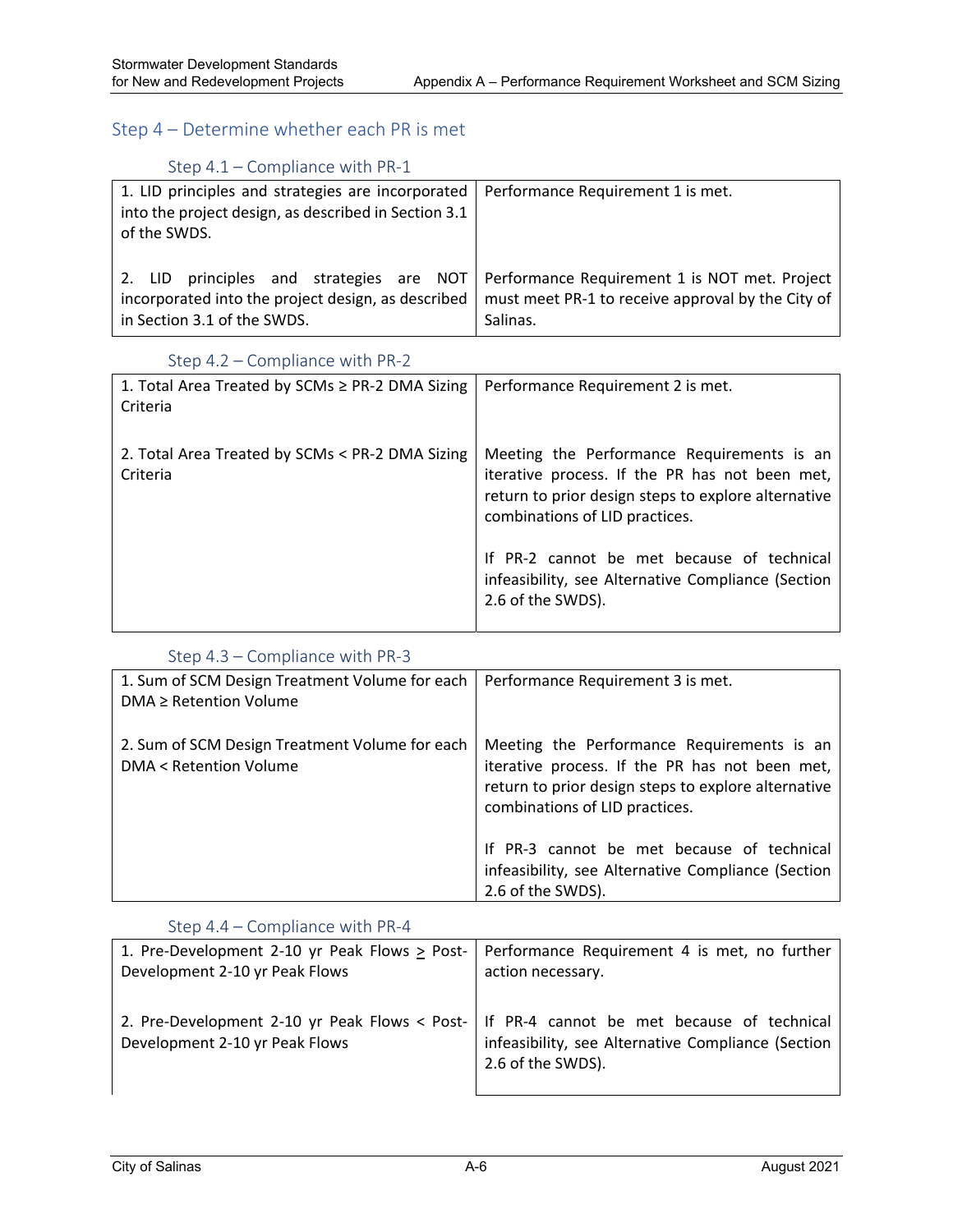## Step 4 – Determine whether each PR is met

### Step 4.1 – Compliance with PR-1

| | |
|---|---|
| 1. LID principles and strategies are incorporated into the project design, as described in Section 3.1 of the SWDS. | Performance Requirement 1 is met. |
| 2. LID principles and strategies are NOT incorporated into the project design, as described in Section 3.1 of the SWDS. | Performance Requirement 1 is NOT met. Project must meet PR-1 to receive approval by the City of Salinas. |

### Step 4.2 – Compliance with PR-2

| | |
|---|---|
| 1. Total Area Treated by SCMs ≥ PR-2 DMA Sizing Criteria | Performance Requirement 2 is met. |
| 2. Total Area Treated by SCMs < PR-2 DMA Sizing Criteria | Meeting the Performance Requirements is an iterative process. If the PR has not been met, return to prior design steps to explore alternative combinations of LID practices.<br><br>If PR-2 cannot be met because of technical infeasibility, see Alternative Compliance (Section 2.6 of the SWDS). |

### Step 4.3 – Compliance with PR-3

| | |
|---|---|
| 1. Sum of SCM Design Treatment Volume for each DMA ≥ Retention Volume | Performance Requirement 3 is met. |
| 2. Sum of SCM Design Treatment Volume for each DMA < Retention Volume | Meeting the Performance Requirements is an iterative process. If the PR has not been met, return to prior design steps to explore alternative combinations of LID practices.<br><br>If PR-3 cannot be met because of technical infeasibility, see Alternative Compliance (Section 2.6 of the SWDS). |

### Step 4.4 – Compliance with PR-4

| | |
|---|---|
| 1. Pre-Development 2-10 yr Peak Flows ≥ Post-Development 2-10 yr Peak Flows | Performance Requirement 4 is met, no further action necessary. |
| 2. Pre-Development 2-10 yr Peak Flows < Post-Development 2-10 yr Peak Flows | If PR-4 cannot be met because of technical infeasibility, see Alternative Compliance (Section 2.6 of the SWDS). |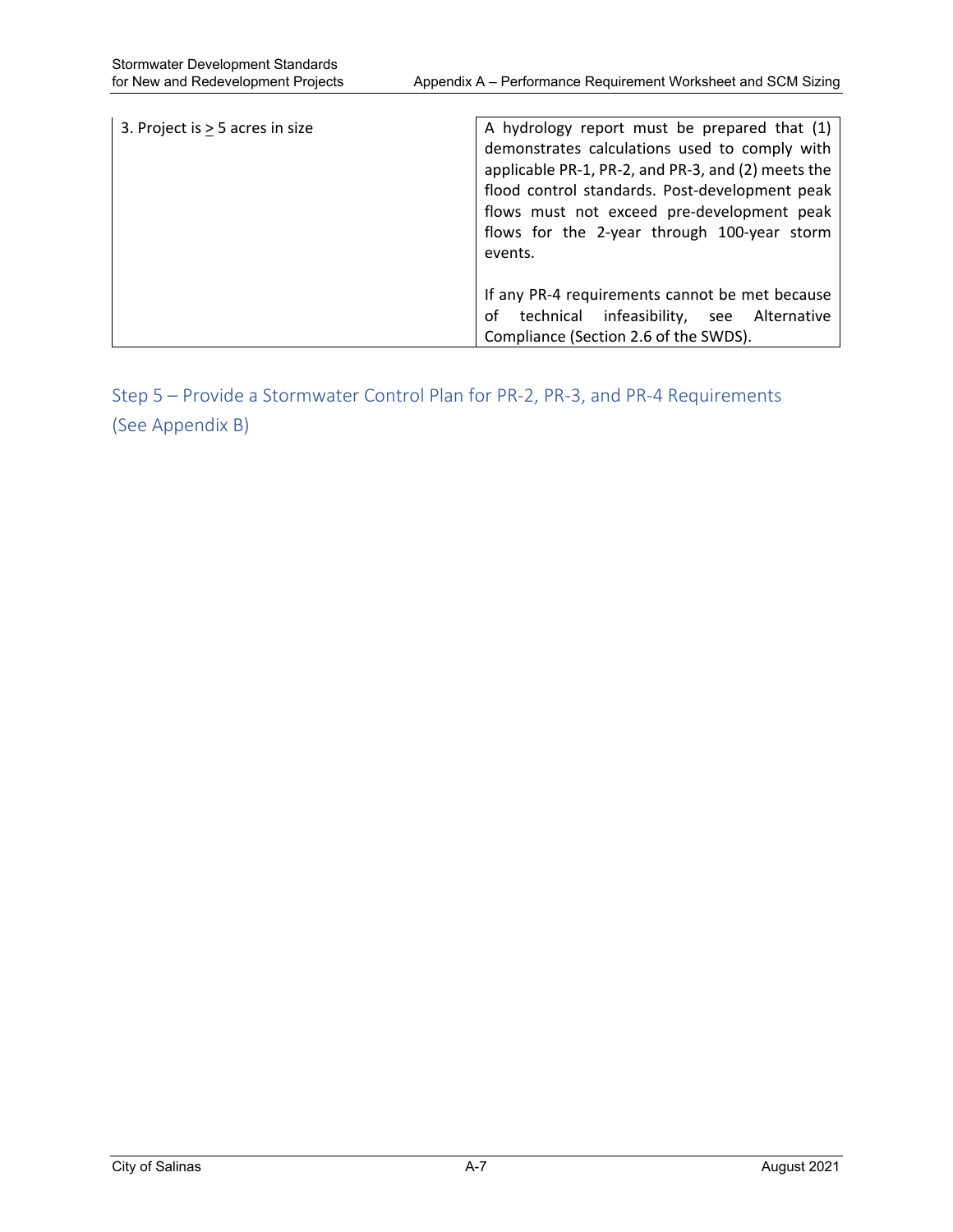| | |
|---|---|
| 3. Project is $\geq$ 5 acres in size | A hydrology report must be prepared that (1) demonstrates calculations used to comply with applicable PR-1, PR-2, and PR-3, and (2) meets the flood control standards. Post-development peak flows must not exceed pre-development peak flows for the 2-year through 100-year storm events.<br><br>If any PR-4 requirements cannot be met because of technical infeasibility, see Alternative Compliance (Section 2.6 of the SWDS). |

## Step 5 – Provide a Stormwater Control Plan for PR-2, PR-3, and PR-4 Requirements (See Appendix B)